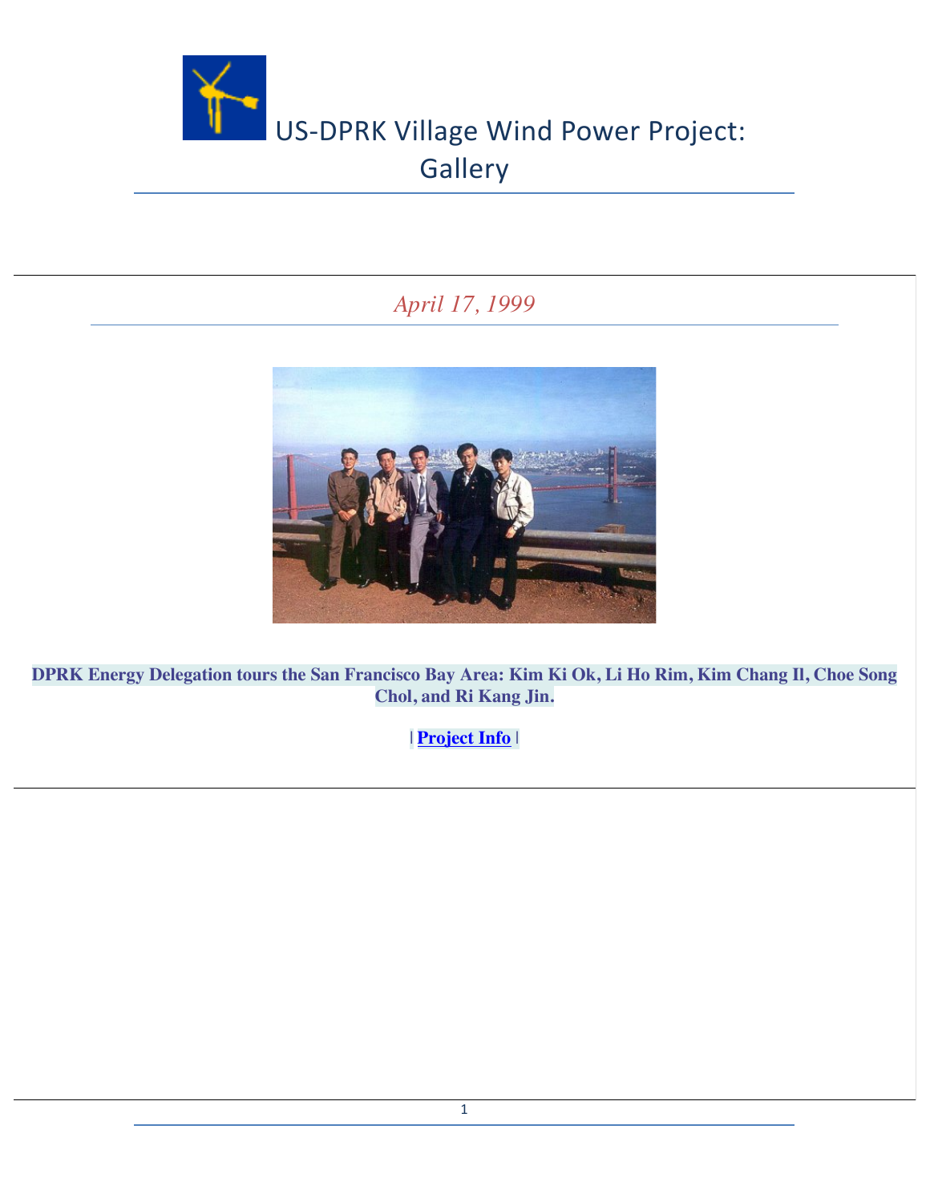# US-DPRK Village Wind Power Project: Gallery

*April 17, 1999*

**DPRK Energy Delegation tours the San Francisco Bay Area: Kim Ki Ok, Li Ho Rim, Kim Chang Il, Choe Song Chol, and Ri Kang Jin.**

**| Project Info |**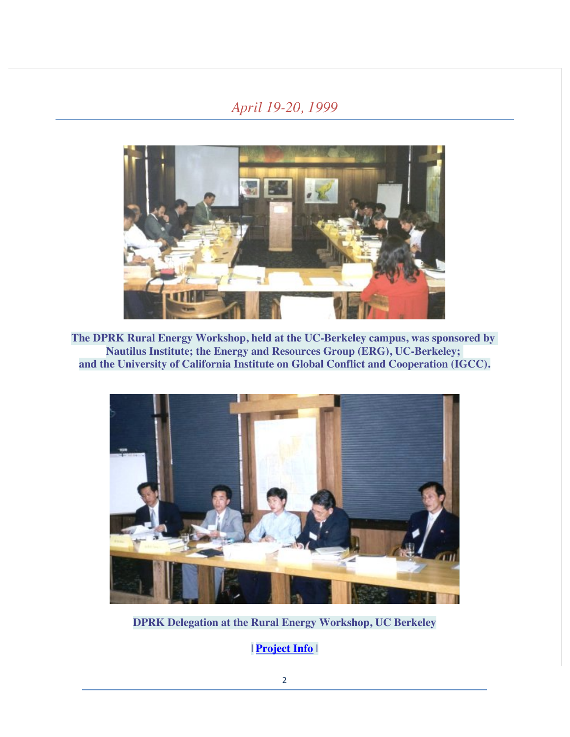*April 19-20, 1999*

**The DPRK Rural Energy Workshop, held at the UC-Berkeley campus, was sponsored by Nautilus Institute; the Energy and Resources Group (ERG), UC-Berkeley; and the University of California Institute on Global Conflict and Cooperation (IGCC).**

**DPRK Delegation at the Rural Energy Workshop, UC Berkeley**

**| Project Info |**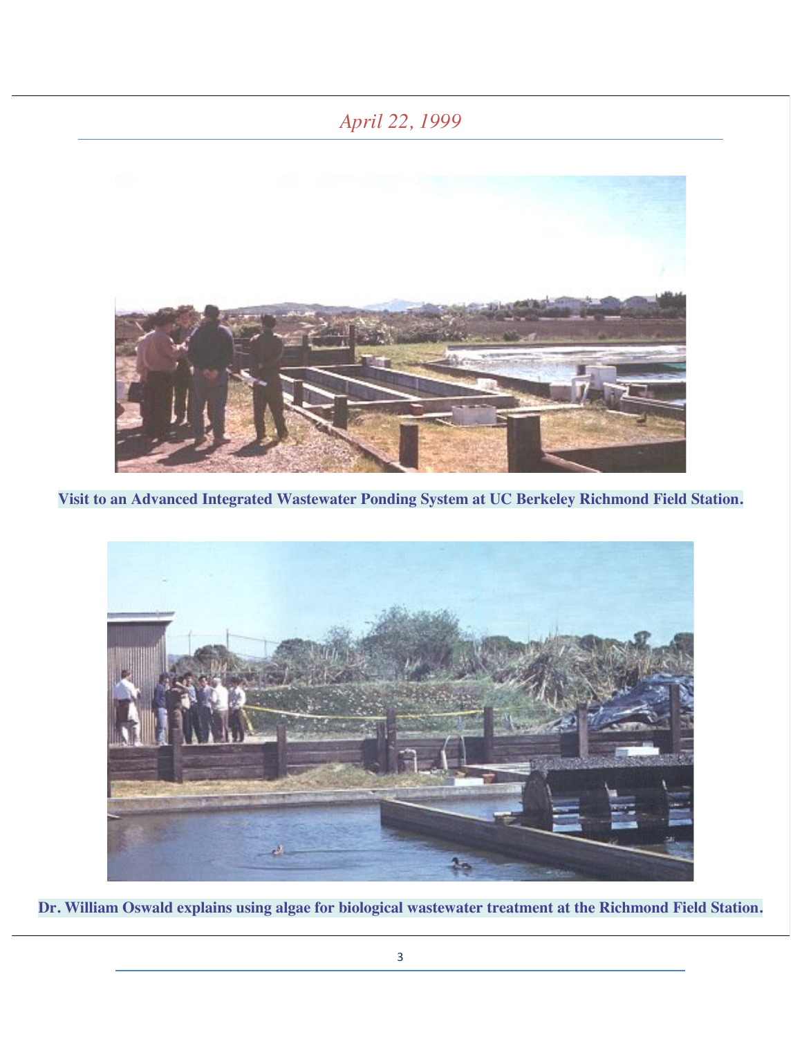*April 22, 1999*

**Visit to an Advanced Integrated Wastewater Ponding System at UC Berkeley Richmond Field Station.**

**Dr. William Oswald explains using algae for biological wastewater treatment at the Richmond Field Station.**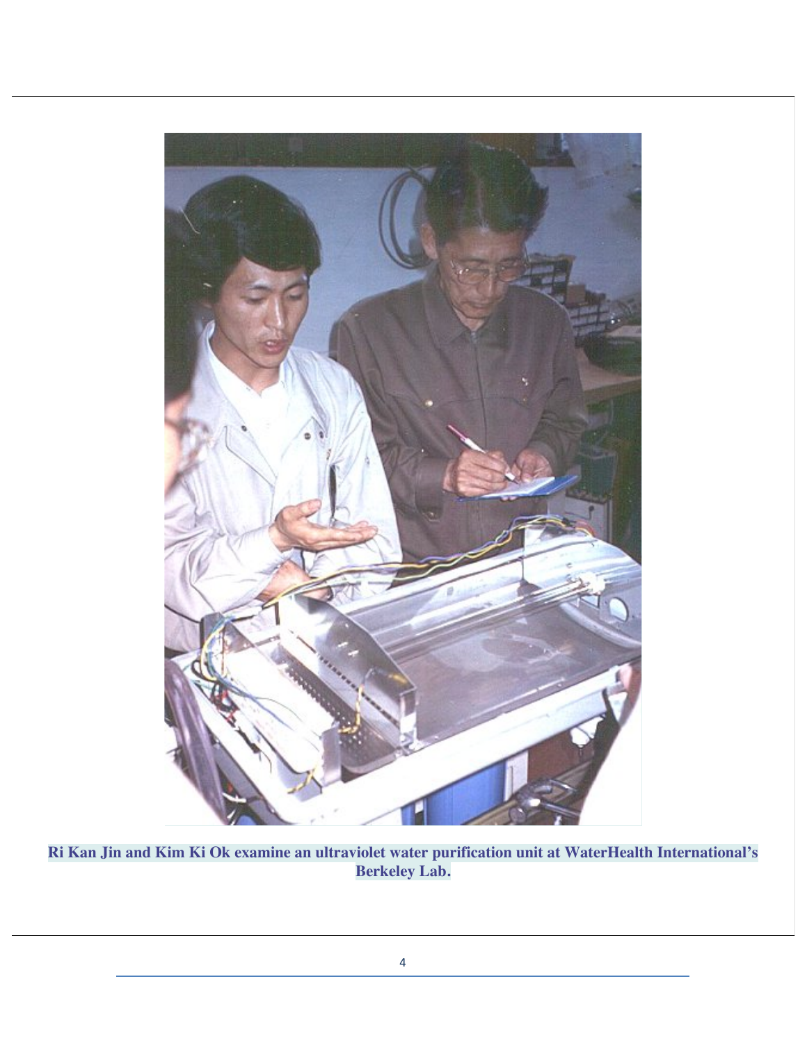**Ri Kan Jin and Kim Ki Ok examine an ultraviolet water purification unit at WaterHealth International's Berkeley Lab.**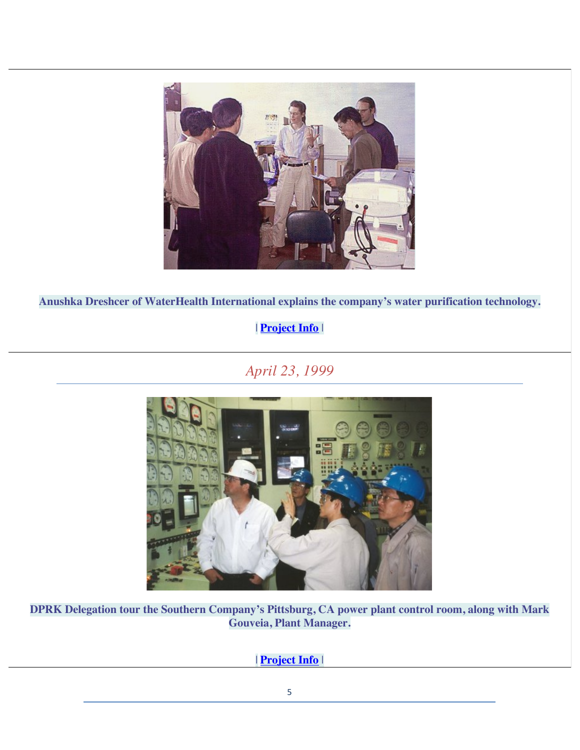**Anushka Dreshcer of WaterHealth International explains the company's water purification technology.**

| Project Info |

*April 23, 1999*

**DPRK Delegation tour the Southern Company's Pittsburg, CA power plant control room, along with Mark Gouveia, Plant Manager.**

| Project Info |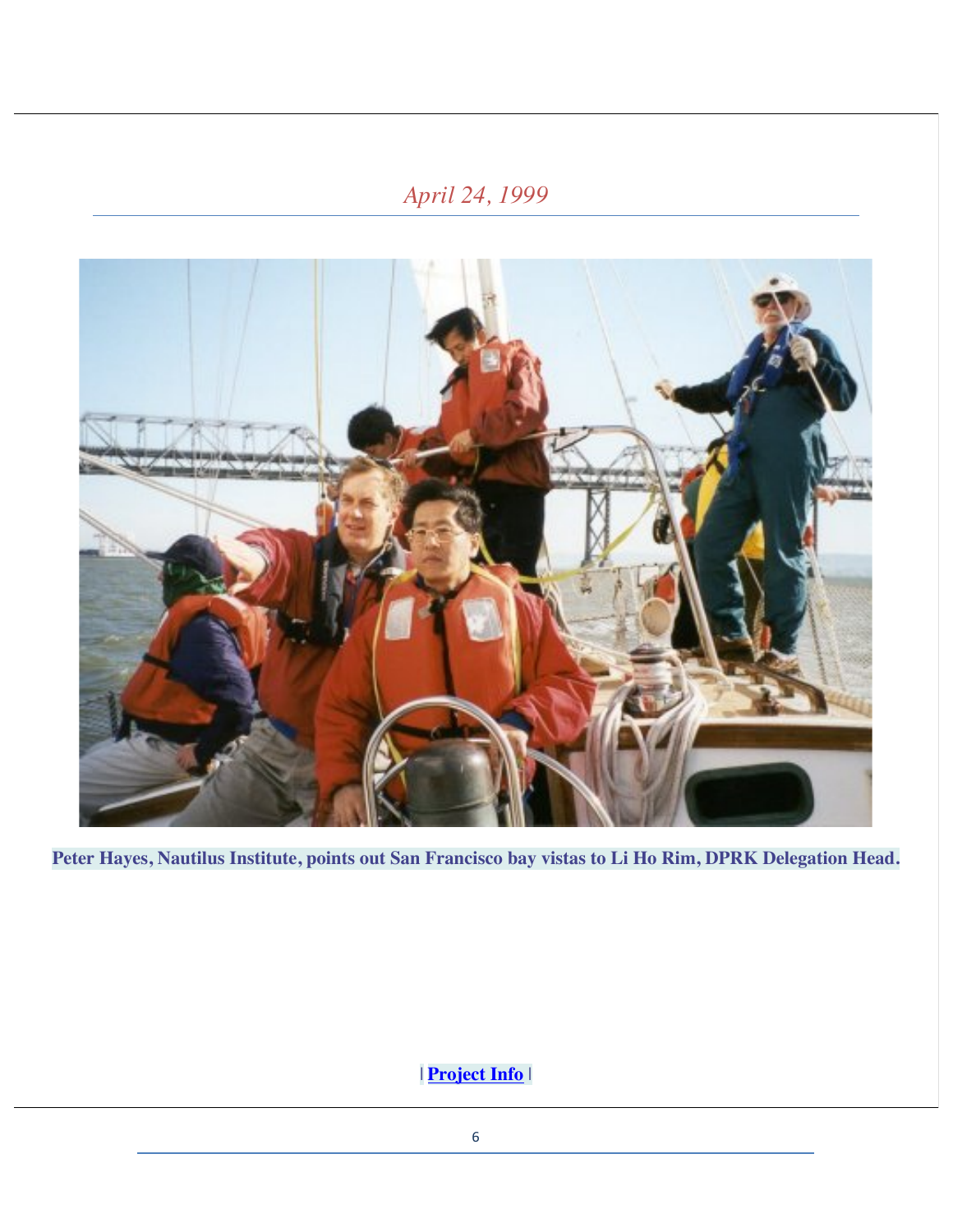*April 24, 1999*

**Peter Hayes, Nautilus Institute, points out San Francisco bay vistas to Li Ho Rim, DPRK Delegation Head.**

**| [Project Info](Project Info) |**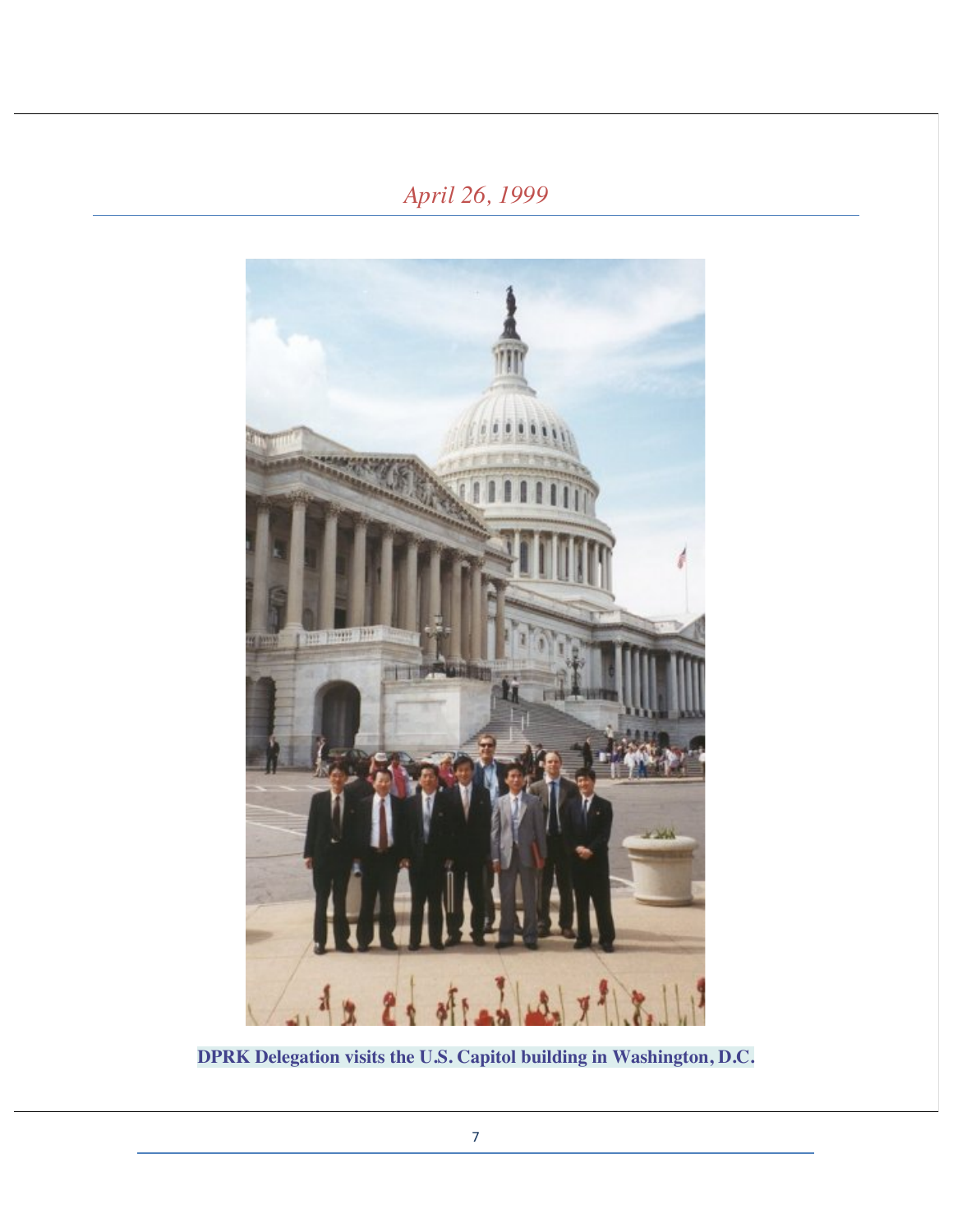*April 26, 1999*

**DPRK Delegation visits the U.S. Capitol building in Washington, D.C.**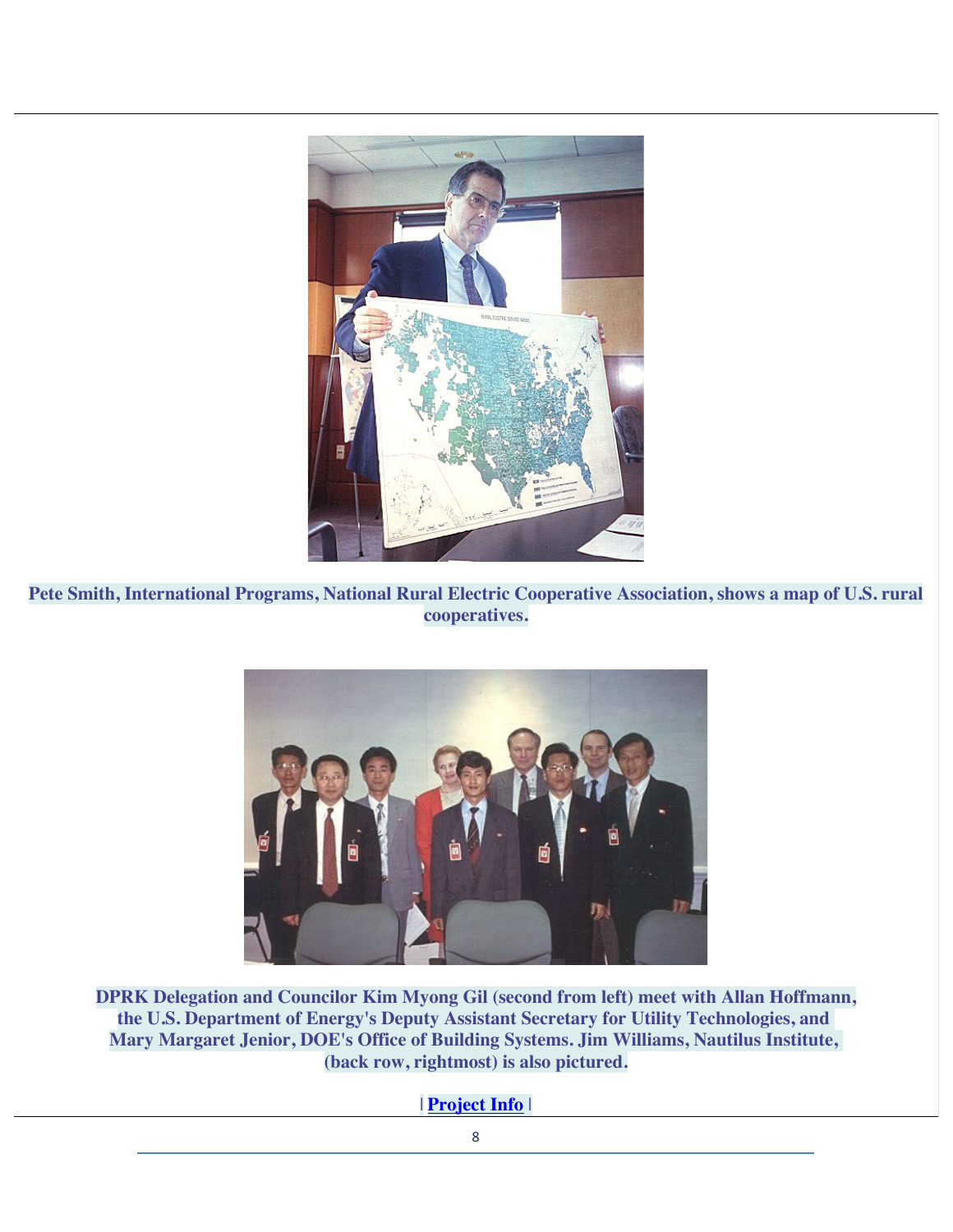**Pete Smith, International Programs, National Rural Electric Cooperative Association, shows a map of U.S. rural cooperatives.**

**DPRK Delegation and Councilor Kim Myong Gil (second from left) meet with Allan Hoffmann, the U.S. Department of Energy's Deputy Assistant Secretary for Utility Technologies, and Mary Margaret Jenior, DOE's Office of Building Systems. Jim Williams, Nautilus Institute, (back row, rightmost) is also pictured.**

**| Project Info |**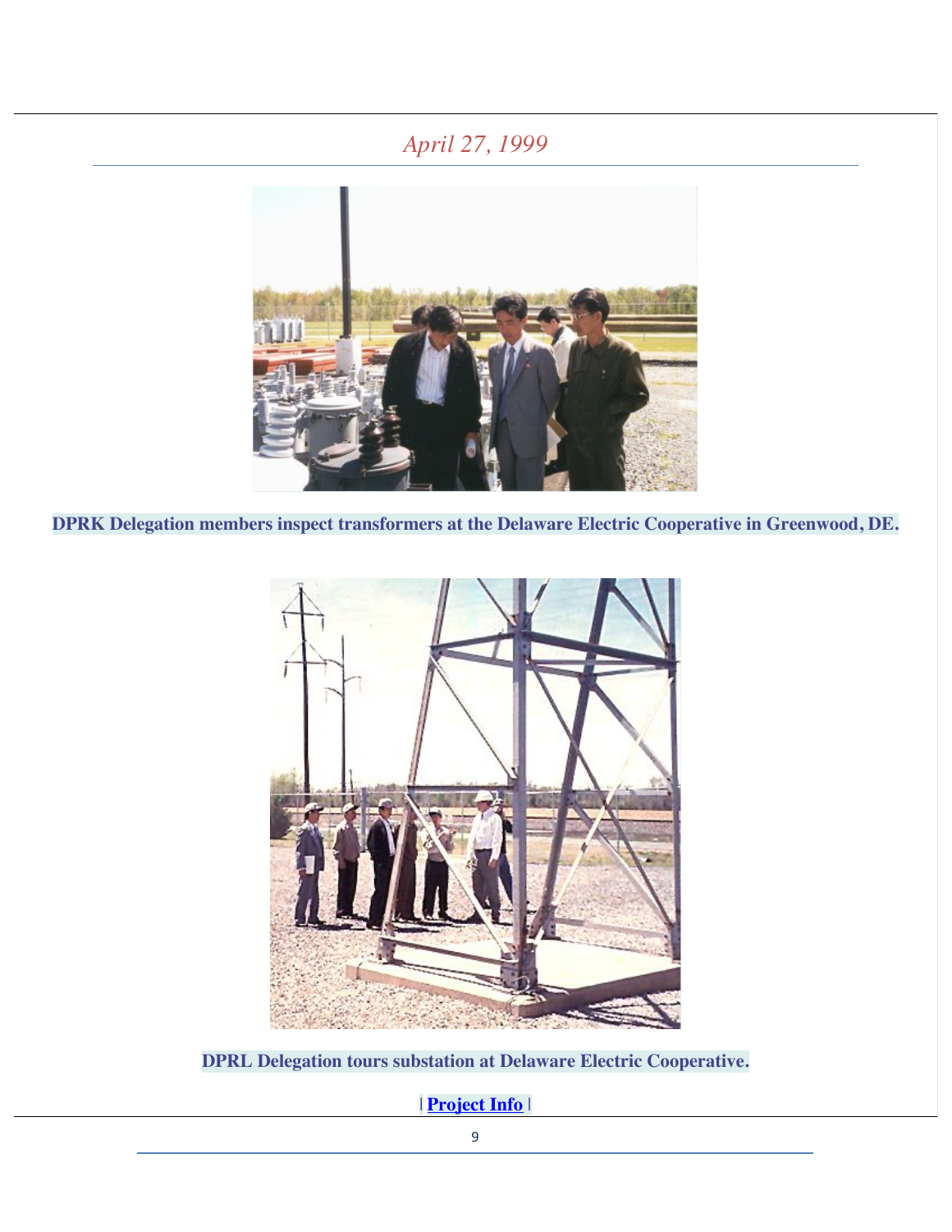*April 27, 1999*

**DPRK Delegation members inspect transformers at the Delaware Electric Cooperative in Greenwood, DE.**

**DPRL Delegation tours substation at Delaware Electric Cooperative.**

| **Project Info** |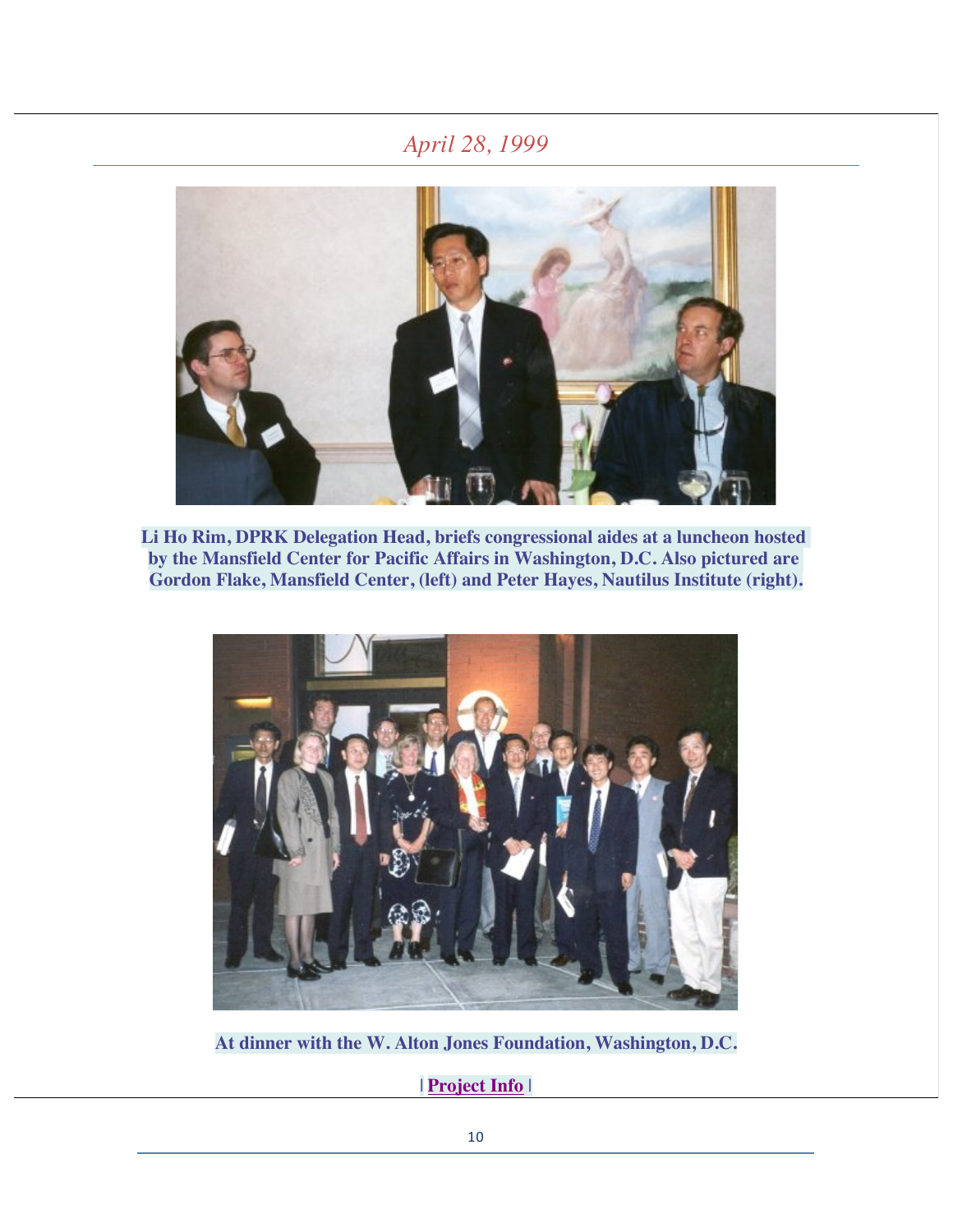*April 28, 1999*

**Li Ho Rim, DPRK Delegation Head, briefs congressional aides at a luncheon hosted by the Mansfield Center for Pacific Affairs in Washington, D.C. Also pictured are Gordon Flake, Mansfield Center, (left) and Peter Hayes, Nautilus Institute (right).**

**At dinner with the W. Alton Jones Foundation, Washington, D.C.**

**| Project Info |**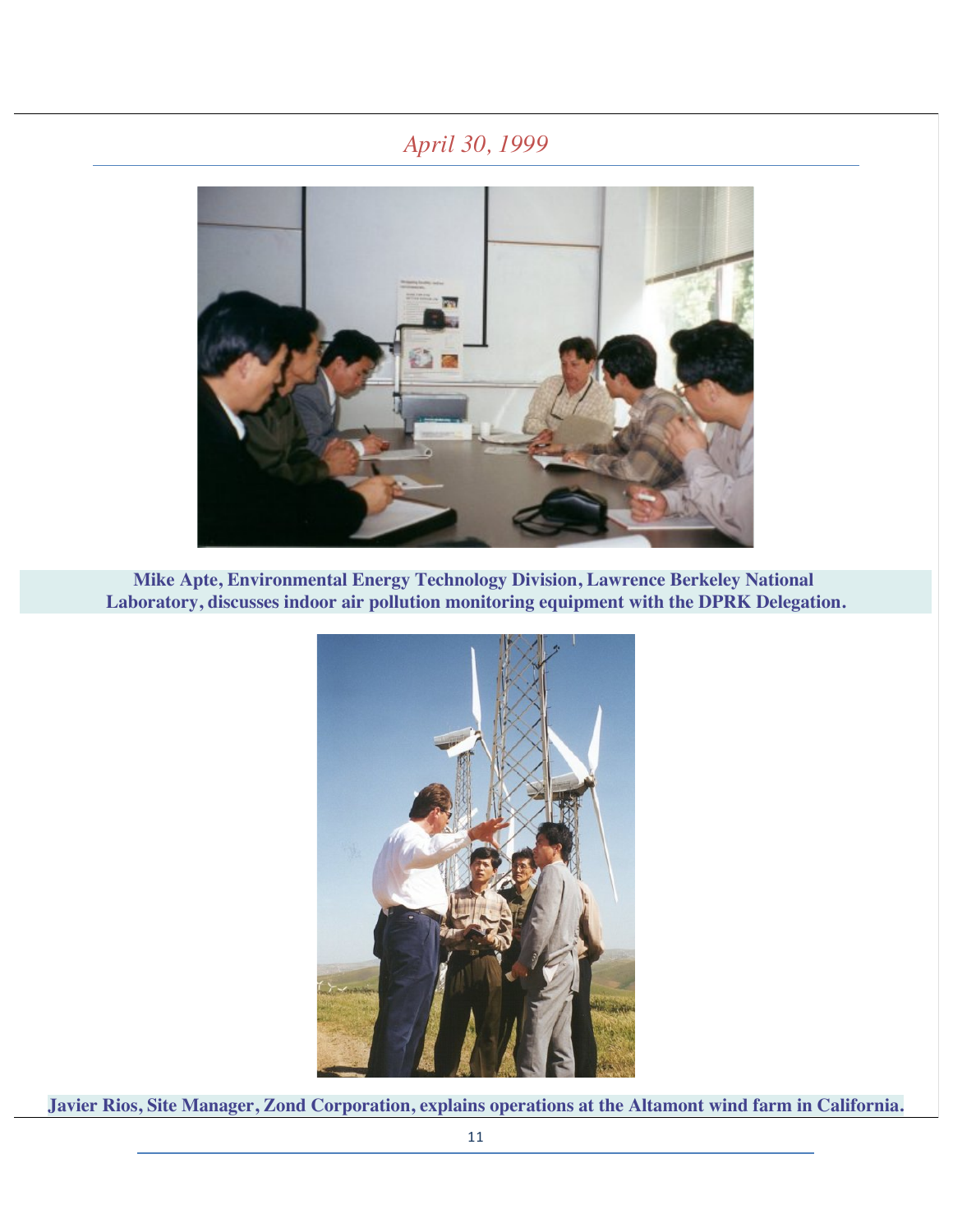*April 30, 1999*

**Mike Apte, Environmental Energy Technology Division, Lawrence Berkeley National Laboratory, discusses indoor air pollution monitoring equipment with the DPRK Delegation.**

**Javier Rios, Site Manager, Zond Corporation, explains operations at the Altamont wind farm in California.**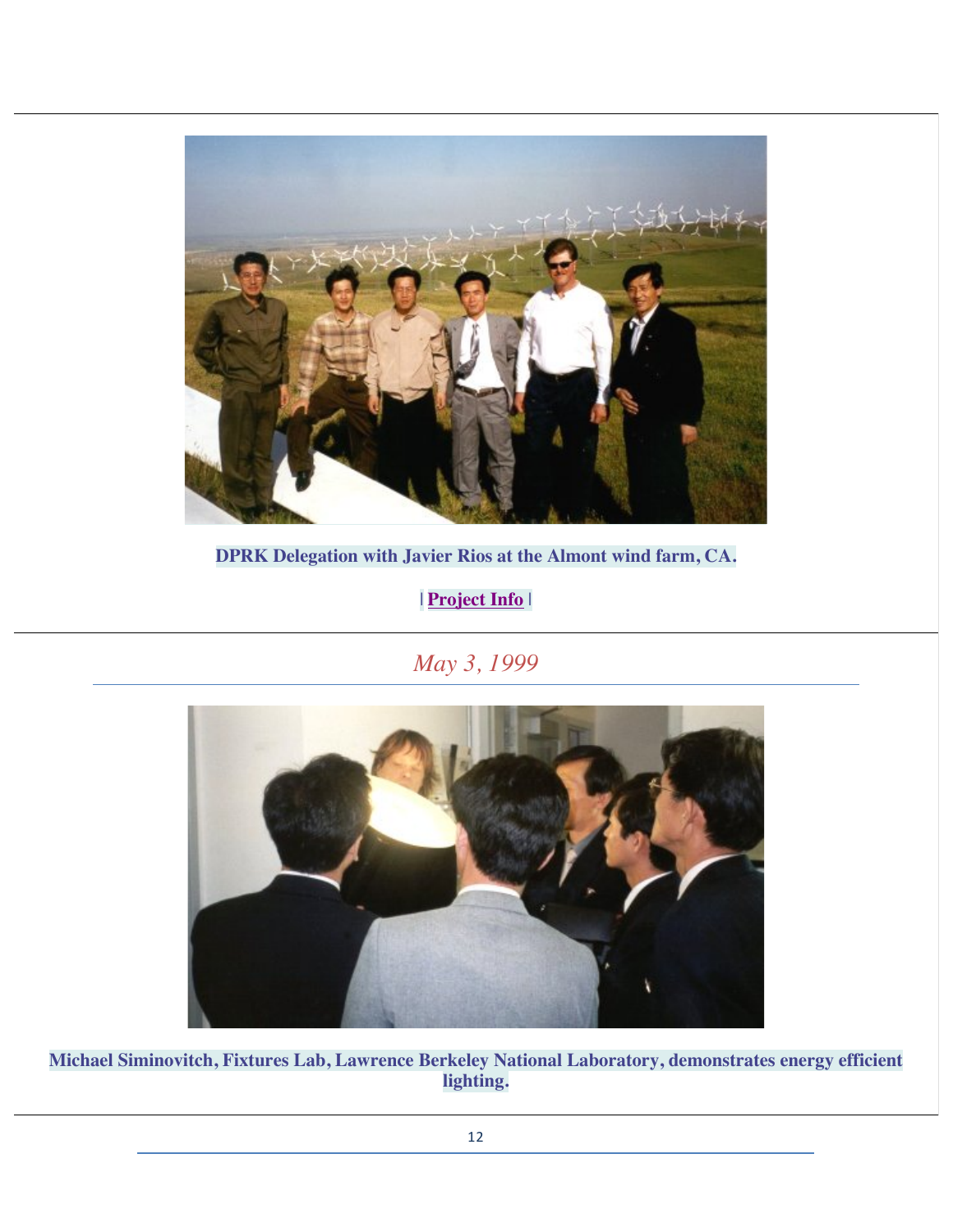**DPRK Delegation with Javier Rios at the Almont wind farm, CA.**

**| Project Info |**

---

*May 3, 1999*

**Michael Siminovitch, Fixtures Lab, Lawrence Berkeley National Laboratory, demonstrates energy efficient lighting.**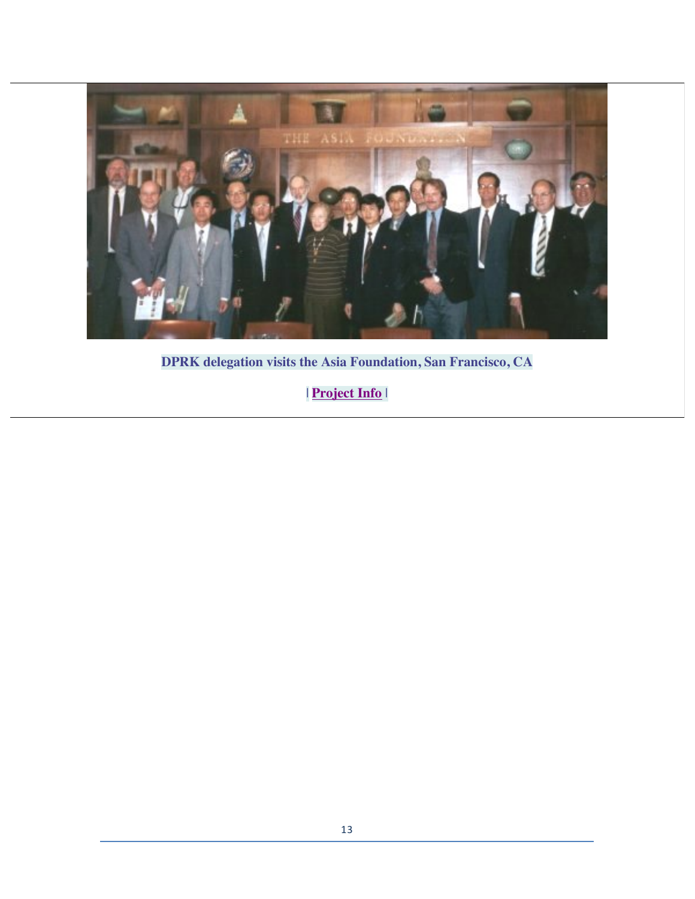DPRK delegation visits the Asia Foundation, San Francisco, CA

| Project Info |